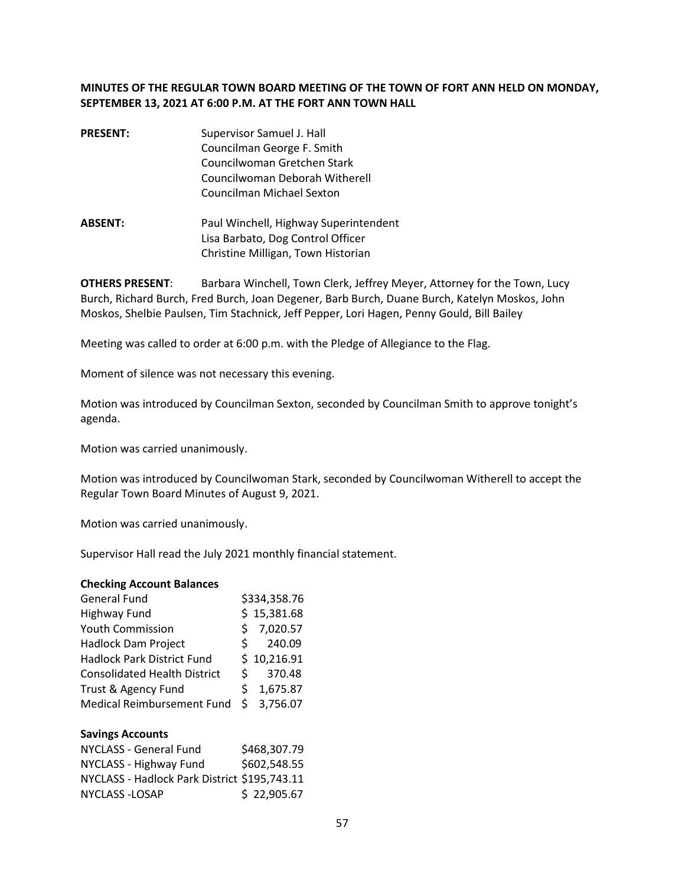**MINUTES OF THE REGULAR TOWN BOARD MEETING OF THE TOWN OF FORT ANN HELD ON MONDAY, SEPTEMBER 13, 2021 AT 6:00 P.M. AT THE FORT ANN TOWN HALL**

| | |
|---|---|
| **PRESENT:** | Supervisor Samuel J. Hall |
| | Councilman George F. Smith |
| | Councilwoman Gretchen Stark |
| | Councilwoman Deborah Witherell |
| | Councilman Michael Sexton |
| **ABSENT:** | Paul Winchell, Highway Superintendent |
| | Lisa Barbato, Dog Control Officer |
| | Christine Milligan, Town Historian |

**OTHERS PRESENT**: Barbara Winchell, Town Clerk, Jeffrey Meyer, Attorney for the Town, Lucy Burch, Richard Burch, Fred Burch, Joan Degener, Barb Burch, Duane Burch, Katelyn Moskos, John Moskos, Shelbie Paulsen, Tim Stachnick, Jeff Pepper, Lori Hagen, Penny Gould, Bill Bailey

Meeting was called to order at 6:00 p.m. with the Pledge of Allegiance to the Flag.

Moment of silence was not necessary this evening.

Motion was introduced by Councilman Sexton, seconded by Councilman Smith to approve tonight's agenda.

Motion was carried unanimously.

Motion was introduced by Councilwoman Stark, seconded by Councilwoman Witherell to accept the Regular Town Board Minutes of August 9, 2021.

Motion was carried unanimously.

Supervisor Hall read the July 2021 monthly financial statement.

**Checking Account Balances**

| | |
|---|---|
| General Fund | $334,358.76 |
| Highway Fund | $ 15,381.68 |
| Youth Commission | $ 7,020.57 |
| Hadlock Dam Project | $ 240.09 |
| Hadlock Park District Fund | $ 10,216.91 |
| Consolidated Health District | $ 370.48 |
| Trust & Agency Fund | $ 1,675.87 |
| Medical Reimbursement Fund | $ 3,756.07 |

**Savings Accounts**

| | |
|---|---|
| NYCLASS - General Fund | $468,307.79 |
| NYCLASS - Highway Fund | $602,548.55 |
| NYCLASS - Hadlock Park District | $195,743.11 |
| NYCLASS -LOSAP | $ 22,905.67 |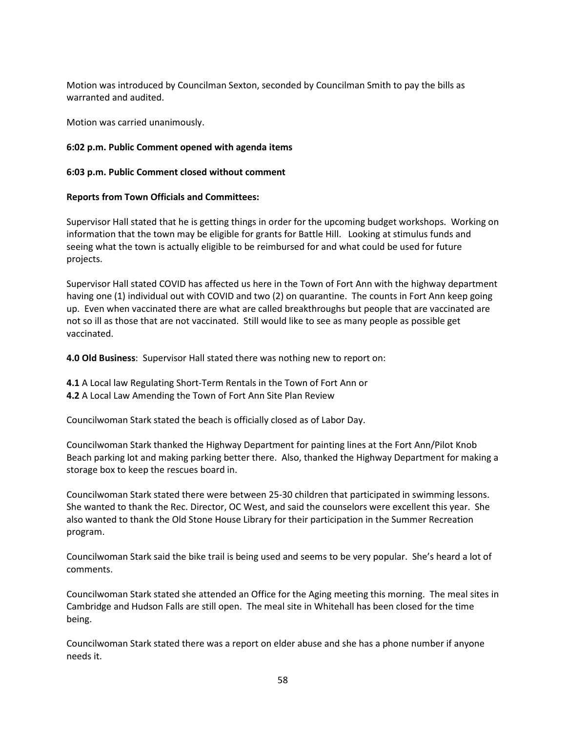Motion was introduced by Councilman Sexton, seconded by Councilman Smith to pay the bills as warranted and audited.

Motion was carried unanimously.

**6:02 p.m. Public Comment opened with agenda items**

**6:03 p.m. Public Comment closed without comment**

**Reports from Town Officials and Committees:**

Supervisor Hall stated that he is getting things in order for the upcoming budget workshops. Working on information that the town may be eligible for grants for Battle Hill. Looking at stimulus funds and seeing what the town is actually eligible to be reimbursed for and what could be used for future projects.

Supervisor Hall stated COVID has affected us here in the Town of Fort Ann with the highway department having one (1) individual out with COVID and two (2) on quarantine. The counts in Fort Ann keep going up. Even when vaccinated there are what are called breakthroughs but people that are vaccinated are not so ill as those that are not vaccinated. Still would like to see as many people as possible get vaccinated.

**4.0 Old Business**: Supervisor Hall stated there was nothing new to report on:

**4.1** A Local law Regulating Short-Term Rentals in the Town of Fort Ann or
**4.2** A Local Law Amending the Town of Fort Ann Site Plan Review

Councilwoman Stark stated the beach is officially closed as of Labor Day.

Councilwoman Stark thanked the Highway Department for painting lines at the Fort Ann/Pilot Knob Beach parking lot and making parking better there. Also, thanked the Highway Department for making a storage box to keep the rescues board in.

Councilwoman Stark stated there were between 25-30 children that participated in swimming lessons. She wanted to thank the Rec. Director, OC West, and said the counselors were excellent this year. She also wanted to thank the Old Stone House Library for their participation in the Summer Recreation program.

Councilwoman Stark said the bike trail is being used and seems to be very popular. She's heard a lot of comments.

Councilwoman Stark stated she attended an Office for the Aging meeting this morning. The meal sites in Cambridge and Hudson Falls are still open. The meal site in Whitehall has been closed for the time being.

Councilwoman Stark stated there was a report on elder abuse and she has a phone number if anyone needs it.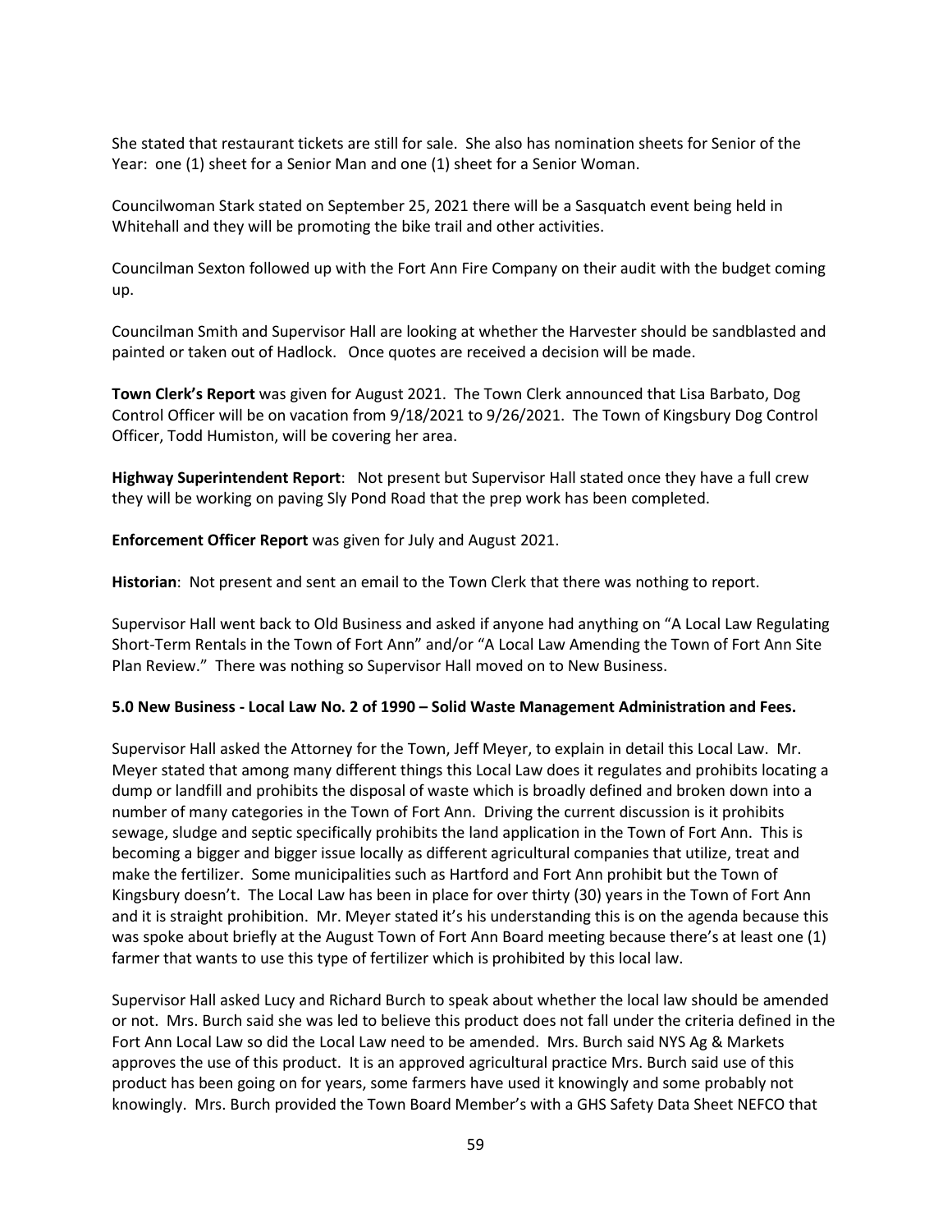She stated that restaurant tickets are still for sale. She also has nomination sheets for Senior of the Year: one (1) sheet for a Senior Man and one (1) sheet for a Senior Woman.

Councilwoman Stark stated on September 25, 2021 there will be a Sasquatch event being held in Whitehall and they will be promoting the bike trail and other activities.

Councilman Sexton followed up with the Fort Ann Fire Company on their audit with the budget coming up.

Councilman Smith and Supervisor Hall are looking at whether the Harvester should be sandblasted and painted or taken out of Hadlock. Once quotes are received a decision will be made.

**Town Clerk's Report** was given for August 2021. The Town Clerk announced that Lisa Barbato, Dog Control Officer will be on vacation from 9/18/2021 to 9/26/2021. The Town of Kingsbury Dog Control Officer, Todd Humiston, will be covering her area.

**Highway Superintendent Report**: Not present but Supervisor Hall stated once they have a full crew they will be working on paving Sly Pond Road that the prep work has been completed.

**Enforcement Officer Report** was given for July and August 2021.

**Historian**: Not present and sent an email to the Town Clerk that there was nothing to report.

Supervisor Hall went back to Old Business and asked if anyone had anything on "A Local Law Regulating Short-Term Rentals in the Town of Fort Ann" and/or "A Local Law Amending the Town of Fort Ann Site Plan Review." There was nothing so Supervisor Hall moved on to New Business.

**5.0 New Business - Local Law No. 2 of 1990 – Solid Waste Management Administration and Fees.**

Supervisor Hall asked the Attorney for the Town, Jeff Meyer, to explain in detail this Local Law. Mr. Meyer stated that among many different things this Local Law does it regulates and prohibits locating a dump or landfill and prohibits the disposal of waste which is broadly defined and broken down into a number of many categories in the Town of Fort Ann. Driving the current discussion is it prohibits sewage, sludge and septic specifically prohibits the land application in the Town of Fort Ann. This is becoming a bigger and bigger issue locally as different agricultural companies that utilize, treat and make the fertilizer. Some municipalities such as Hartford and Fort Ann prohibit but the Town of Kingsbury doesn't. The Local Law has been in place for over thirty (30) years in the Town of Fort Ann and it is straight prohibition. Mr. Meyer stated it's his understanding this is on the agenda because this was spoke about briefly at the August Town of Fort Ann Board meeting because there's at least one (1) farmer that wants to use this type of fertilizer which is prohibited by this local law.

Supervisor Hall asked Lucy and Richard Burch to speak about whether the local law should be amended or not. Mrs. Burch said she was led to believe this product does not fall under the criteria defined in the Fort Ann Local Law so did the Local Law need to be amended. Mrs. Burch said NYS Ag & Markets approves the use of this product. It is an approved agricultural practice Mrs. Burch said use of this product has been going on for years, some farmers have used it knowingly and some probably not knowingly. Mrs. Burch provided the Town Board Member's with a GHS Safety Data Sheet NEFCO that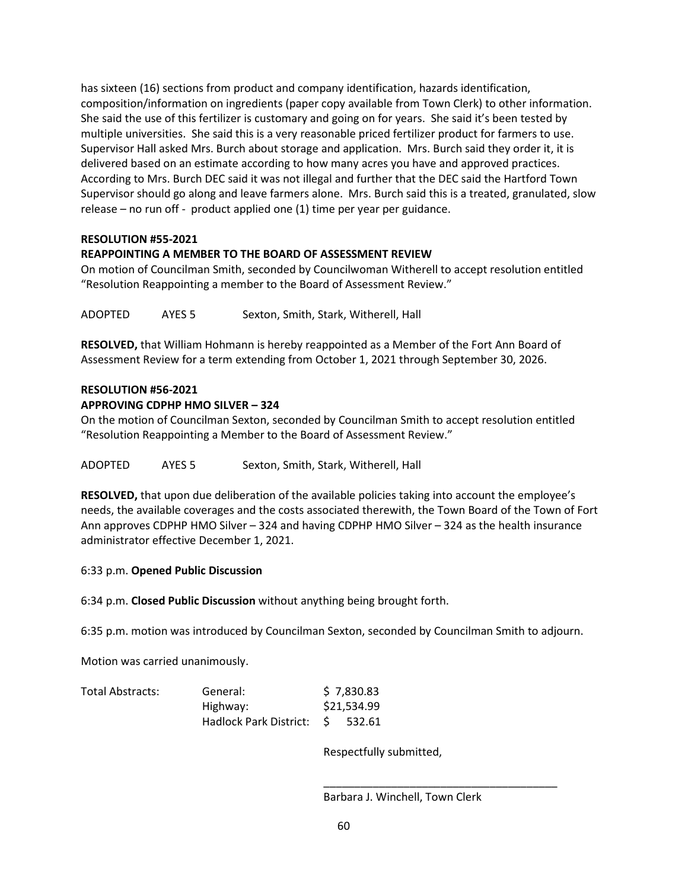has sixteen (16) sections from product and company identification, hazards identification, composition/information on ingredients (paper copy available from Town Clerk) to other information. She said the use of this fertilizer is customary and going on for years. She said it's been tested by multiple universities. She said this is a very reasonable priced fertilizer product for farmers to use. Supervisor Hall asked Mrs. Burch about storage and application. Mrs. Burch said they order it, it is delivered based on an estimate according to how many acres you have and approved practices. According to Mrs. Burch DEC said it was not illegal and further that the DEC said the Hartford Town Supervisor should go along and leave farmers alone. Mrs. Burch said this is a treated, granulated, slow release – no run off - product applied one (1) time per year per guidance.

**RESOLUTION #55-2021**
**REAPPOINTING A MEMBER TO THE BOARD OF ASSESSMENT REVIEW**

On motion of Councilman Smith, seconded by Councilwoman Witherell to accept resolution entitled "Resolution Reappointing a member to the Board of Assessment Review."

ADOPTED AYES 5 Sexton, Smith, Stark, Witherell, Hall

**RESOLVED,** that William Hohmann is hereby reappointed as a Member of the Fort Ann Board of Assessment Review for a term extending from October 1, 2021 through September 30, 2026.

**RESOLUTION #56-2021**
**APPROVING CDPHP HMO SILVER – 324**

On the motion of Councilman Sexton, seconded by Councilman Smith to accept resolution entitled "Resolution Reappointing a Member to the Board of Assessment Review."

ADOPTED AYES 5 Sexton, Smith, Stark, Witherell, Hall

**RESOLVED,** that upon due deliberation of the available policies taking into account the employee's needs, the available coverages and the costs associated therewith, the Town Board of the Town of Fort Ann approves CDPHP HMO Silver – 324 and having CDPHP HMO Silver – 324 as the health insurance administrator effective December 1, 2021.

6:33 p.m. **Opened Public Discussion**

6:34 p.m. **Closed Public Discussion** without anything being brought forth.

6:35 p.m. motion was introduced by Councilman Sexton, seconded by Councilman Smith to adjourn.

Motion was carried unanimously.

| Total Abstracts: | General: | $ 7,830.83 |
|---|---|---|
| | Highway: | $21,534.99 |
| | Hadlock Park District: | $ 532.61 |

Respectfully submitted,

_______________________________________

Barbara J. Winchell, Town Clerk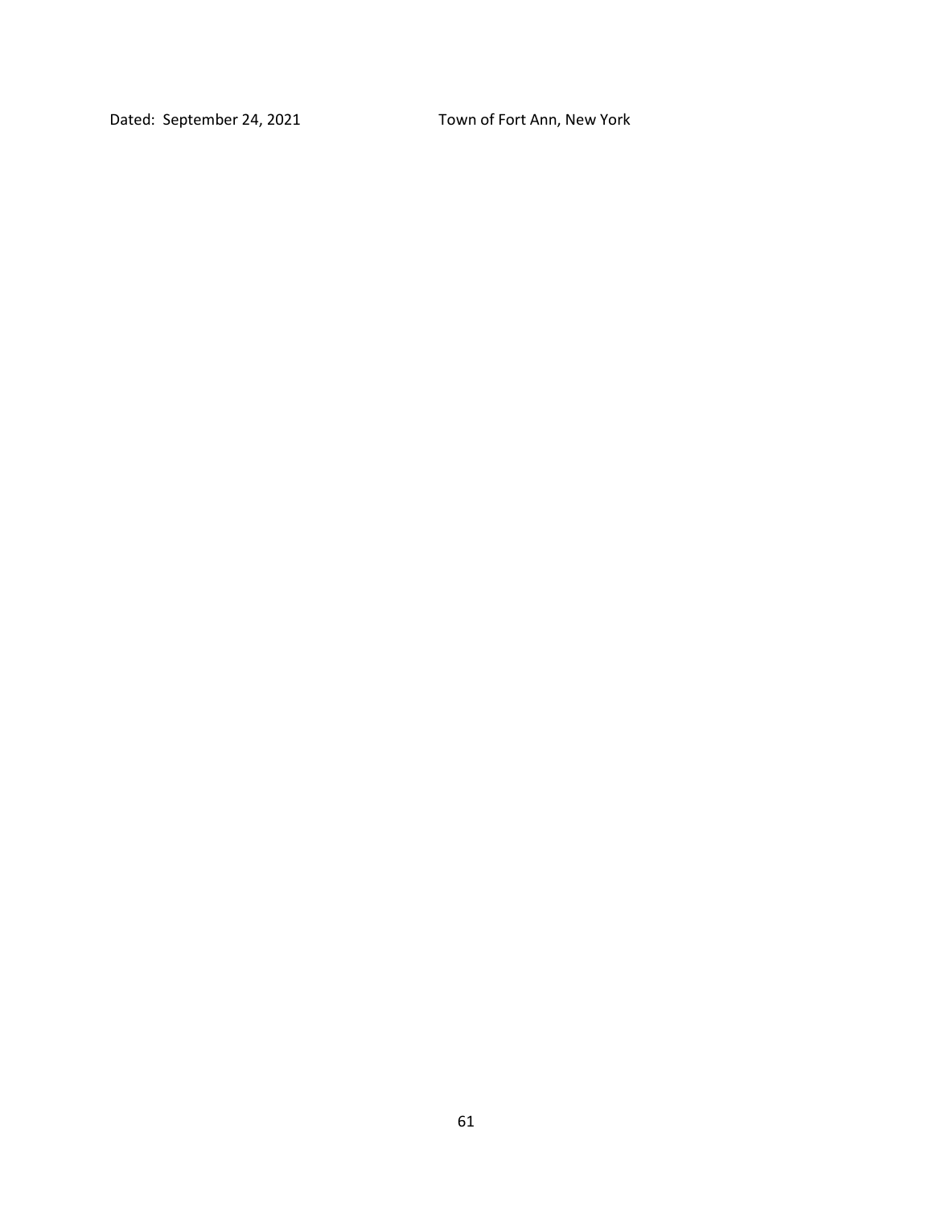Dated: September 24, 2021 Town of Fort Ann, New York